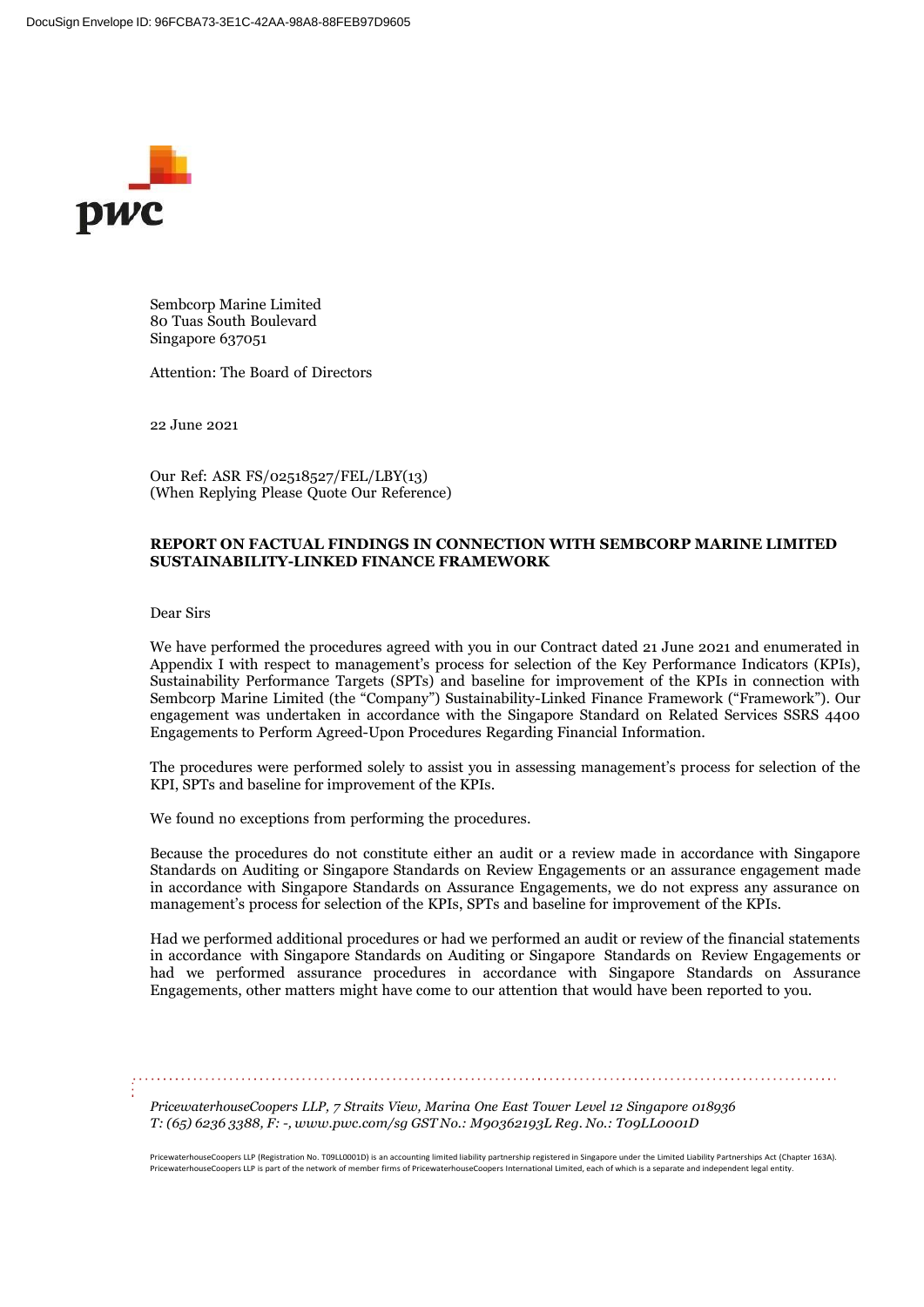Sembcorp Marine Limited
80 Tuas South Boulevard
Singapore 637051

Attention: The Board of Directors

22 June 2021

Our Ref: ASR FS/02518527/FEL/LBY(13)
(When Replying Please Quote Our Reference)

**REPORT ON FACTUAL FINDINGS IN CONNECTION WITH SEMBCORP MARINE LIMITED SUSTAINABILITY-LINKED FINANCE FRAMEWORK**

Dear Sirs

We have performed the procedures agreed with you in our Contract dated 21 June 2021 and enumerated in Appendix I with respect to management's process for selection of the Key Performance Indicators (KPIs), Sustainability Performance Targets (SPTs) and baseline for improvement of the KPIs in connection with Sembcorp Marine Limited (the "Company") Sustainability-Linked Finance Framework ("Framework"). Our engagement was undertaken in accordance with the Singapore Standard on Related Services SSRS 4400 Engagements to Perform Agreed-Upon Procedures Regarding Financial Information.

The procedures were performed solely to assist you in assessing management's process for selection of the KPI, SPTs and baseline for improvement of the KPIs.

We found no exceptions from performing the procedures.

Because the procedures do not constitute either an audit or a review made in accordance with Singapore Standards on Auditing or Singapore Standards on Review Engagements or an assurance engagement made in accordance with Singapore Standards on Assurance Engagements, we do not express any assurance on management's process for selection of the KPIs, SPTs and baseline for improvement of the KPIs.

Had we performed additional procedures or had we performed an audit or review of the financial statements in accordance with Singapore Standards on Auditing or Singapore Standards on Review Engagements or had we performed assurance procedures in accordance with Singapore Standards on Assurance Engagements, other matters might have come to our attention that would have been reported to you.

*PricewaterhouseCoopers LLP, 7 Straits View, Marina One East Tower Level 12 Singapore 018936*
*T: (65) 6236 3388, F: -, www.pwc.com/sg GST No.: M90362193L Reg. No.: T09LL0001D*

PricewaterhouseCoopers LLP (Registration No. T09LL0001D) is an accounting limited liability partnership registered in Singapore under the Limited Liability Partnerships Act (Chapter 163A).
PricewaterhouseCoopers LLP is part of the network of member firms of PricewaterhouseCoopers International Limited, each of which is a separate and independent legal entity.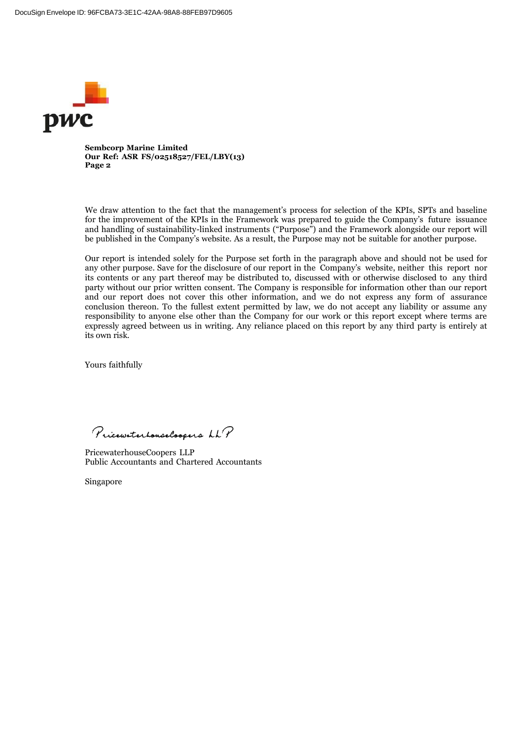**Sembcorp Marine Limited**
**Our Ref: ASR FS/02518527/FEL/LBY(13)**

We draw attention to the fact that the management's process for selection of the KPIs, SPTs and baseline for the improvement of the KPIs in the Framework was prepared to guide the Company's future issuance and handling of sustainability-linked instruments ("Purpose") and the Framework alongside our report will be published in the Company's website. As a result, the Purpose may not be suitable for another purpose.

Our report is intended solely for the Purpose set forth in the paragraph above and should not be used for any other purpose. Save for the disclosure of our report in the Company's website, neither this report nor its contents or any part thereof may be distributed to, discussed with or otherwise disclosed to any third party without our prior written consent. The Company is responsible for information other than our report and our report does not cover this other information, and we do not express any form of assurance conclusion thereon. To the fullest extent permitted by law, we do not accept any liability or assume any responsibility to anyone else other than the Company for our work or this report except where terms are expressly agreed between us in writing. Any reliance placed on this report by any third party is entirely at its own risk.

Yours faithfully

PricewaterhouseCoopers LLP

PricewaterhouseCoopers LLP
Public Accountants and Chartered Accountants

Singapore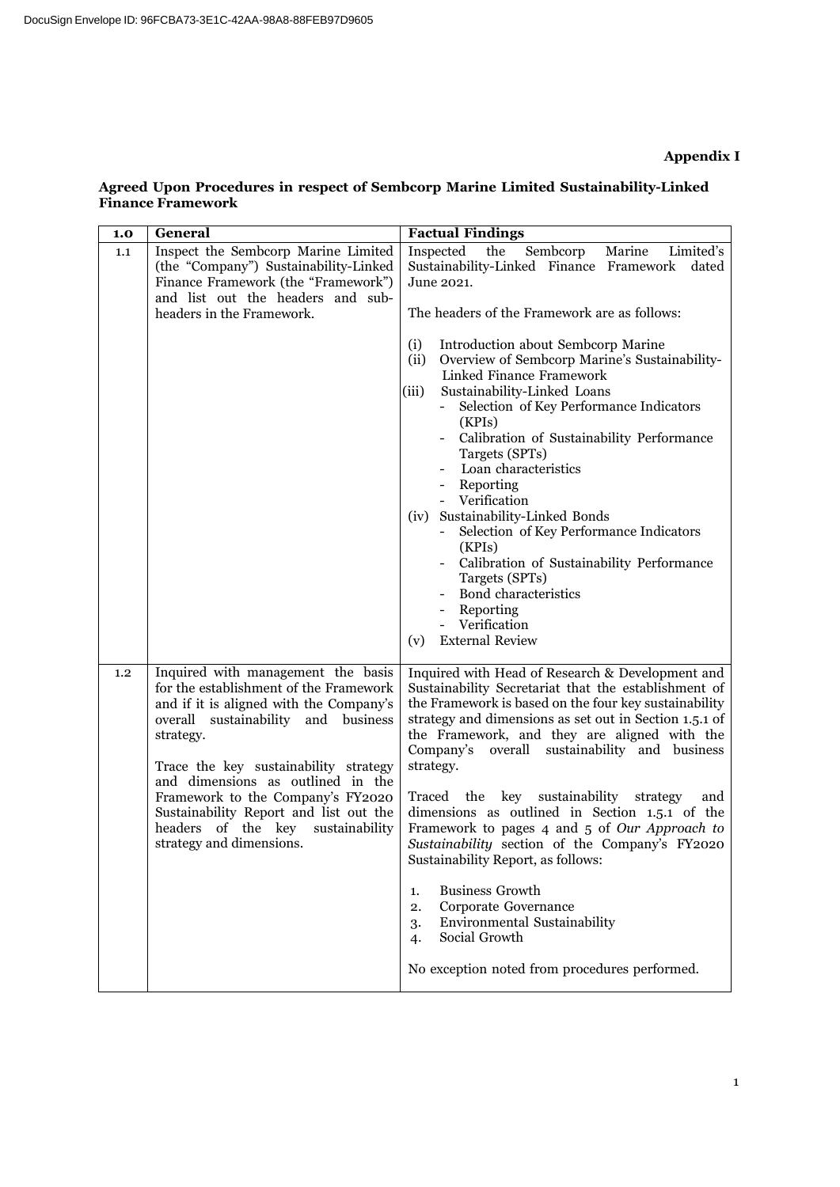**Appendix I**

**Agreed Upon Procedures in respect of Sembcorp Marine Limited Sustainability-Linked Finance Framework**

| 1.0 | General | Factual Findings |
|---|---|---|
| 1.1 | Inspect the Sembcorp Marine Limited (the "Company") Sustainability-Linked Finance Framework (the "Framework") and list out the headers and sub-headers in the Framework. | Inspected the Sembcorp Marine Limited's Sustainability-Linked Finance Framework dated June 2021.<br><br>The headers of the Framework are as follows:<br><br>(i) Introduction about Sembcorp Marine<br>(ii) Overview of Sembcorp Marine's Sustainability-Linked Finance Framework<br>(iii) Sustainability-Linked Loans<br>- Selection of Key Performance Indicators (KPIs)<br>- Calibration of Sustainability Performance Targets (SPTs)<br>- Loan characteristics<br>- Reporting<br>- Verification<br>(iv) Sustainability-Linked Bonds<br>- Selection of Key Performance Indicators (KPIs)<br>- Calibration of Sustainability Performance Targets (SPTs)<br>- Bond characteristics<br>- Reporting<br>- Verification<br>(v) External Review |
| 1.2 | Inquired with management the basis for the establishment of the Framework and if it is aligned with the Company's overall sustainability and business strategy.<br><br>Trace the key sustainability strategy and dimensions as outlined in the Framework to the Company's FY2020 Sustainability Report and list out the headers of the key sustainability strategy and dimensions. | Inquired with Head of Research & Development and Sustainability Secretariat that the establishment of the Framework is based on the four key sustainability strategy and dimensions as set out in Section 1.5.1 of the Framework, and they are aligned with the Company's overall sustainability and business strategy.<br><br>Traced the key sustainability strategy and dimensions as outlined in Section 1.5.1 of the Framework to pages 4 and 5 of *Our Approach to Sustainability* section of the Company's FY2020 Sustainability Report, as follows:<br><br>1. Business Growth<br>2. Corporate Governance<br>3. Environmental Sustainability<br>4. Social Growth<br><br>No exception noted from procedures performed. |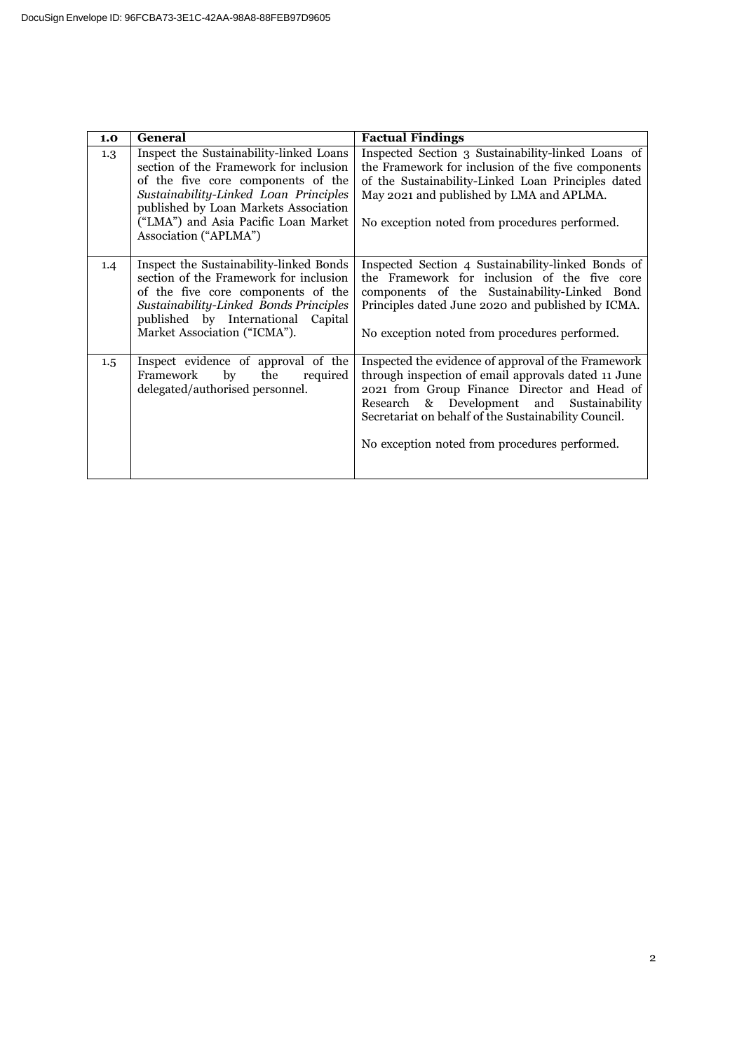| **1.0** | **General** | **Factual Findings** |
|---|---|---|
| 1.3 | Inspect the Sustainability-linked Loans section of the Framework for inclusion of the five core components of the *Sustainability-Linked Loan Principles* published by Loan Markets Association ("LMA") and Asia Pacific Loan Market Association ("APLMA") | Inspected Section 3 Sustainability-linked Loans of the Framework for inclusion of the five components of the Sustainability-Linked Loan Principles dated May 2021 and published by LMA and APLMA.<br><br>No exception noted from procedures performed. |
| 1.4 | Inspect the Sustainability-linked Bonds section of the Framework for inclusion of the five core components of the *Sustainability-Linked Bonds Principles* published by International Capital Market Association ("ICMA"). | Inspected Section 4 Sustainability-linked Bonds of the Framework for inclusion of the five core components of the Sustainability-Linked Bond Principles dated June 2020 and published by ICMA.<br><br>No exception noted from procedures performed. |
| 1.5 | Inspect evidence of approval of the Framework by the required delegated/authorised personnel. | Inspected the evidence of approval of the Framework through inspection of email approvals dated 11 June 2021 from Group Finance Director and Head of Research & Development and Sustainability Secretariat on behalf of the Sustainability Council.<br><br>No exception noted from procedures performed. |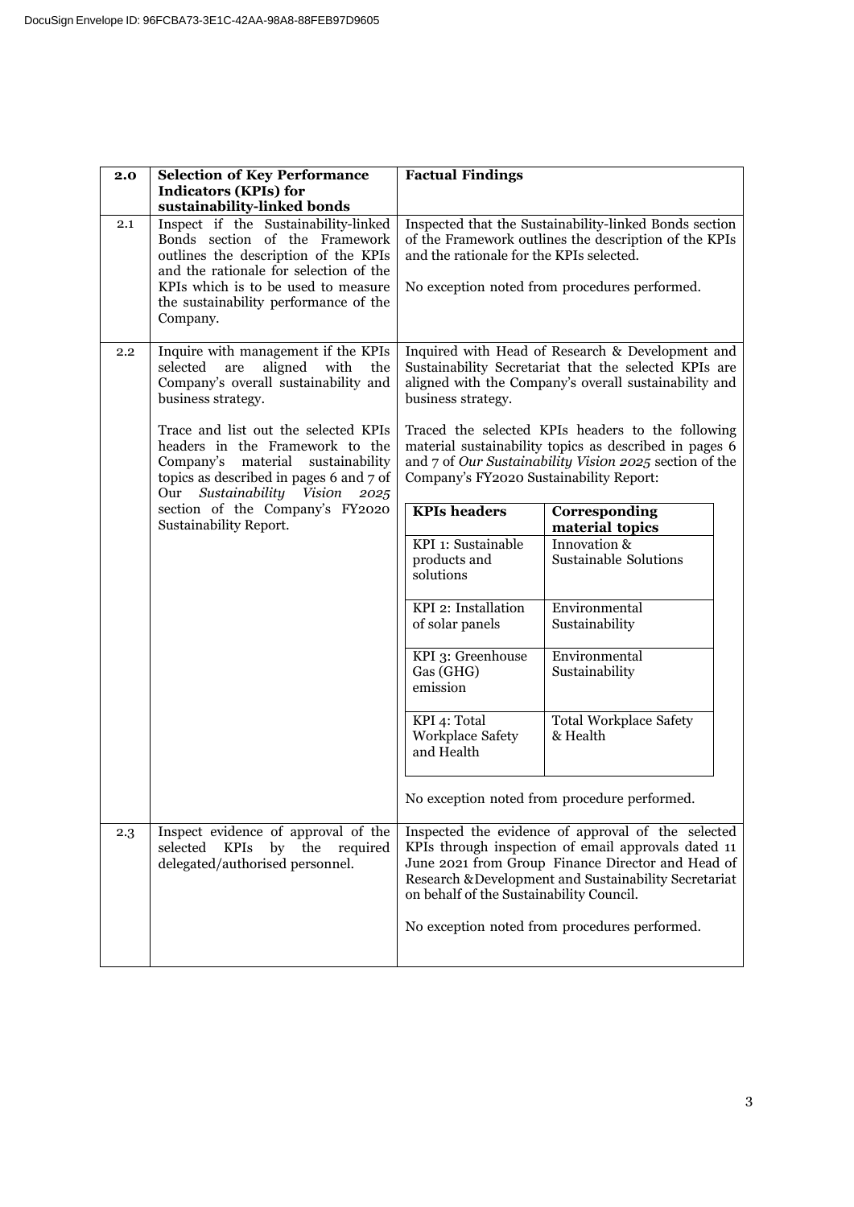| 2.0 | Selection of Key Performance Indicators (KPIs) for sustainability-linked bonds | Factual Findings |
|---|---|---|
| 2.1 | Inspect if the Sustainability-linked Bonds section of the Framework outlines the description of the KPIs and the rationale for selection of the KPIs which is to be used to measure the sustainability performance of the Company. | Inspected that the Sustainability-linked Bonds section of the Framework outlines the description of the KPIs and the rationale for the KPIs selected.<br><br>No exception noted from procedures performed. |
| 2.2 | Inquire with management if the KPIs selected are aligned with the Company's overall sustainability and business strategy.<br><br>Trace and list out the selected KPIs headers in the Framework to the Company's material sustainability topics as described in pages 6 and 7 of Our *Sustainability Vision 2025* section of the Company's FY2020 Sustainability Report. | Inquired with Head of Research & Development and Sustainability Secretariat that the selected KPIs are aligned with the Company's overall sustainability and business strategy.<br><br>Traced the selected KPIs headers to the following material sustainability topics as described in pages 6 and 7 of *Our Sustainability Vision 2025* section of the Company's FY2020 Sustainability Report:<br><br>**KPIs headers** — **Corresponding material topics**<br>KPI 1: Sustainable products and solutions — Innovation & Sustainable Solutions<br>KPI 2: Installation of solar panels — Environmental Sustainability<br>KPI 3: Greenhouse Gas (GHG) emission — Environmental Sustainability<br>KPI 4: Total Workplace Safety and Health — Total Workplace Safety & Health<br><br>No exception noted from procedure performed. |
| 2.3 | Inspect evidence of approval of the selected KPIs by the required delegated/authorised personnel. | Inspected the evidence of approval of the selected KPIs through inspection of email approvals dated 11 June 2021 from Group Finance Director and Head of Research &Development and Sustainability Secretariat on behalf of the Sustainability Council.<br><br>No exception noted from procedures performed. |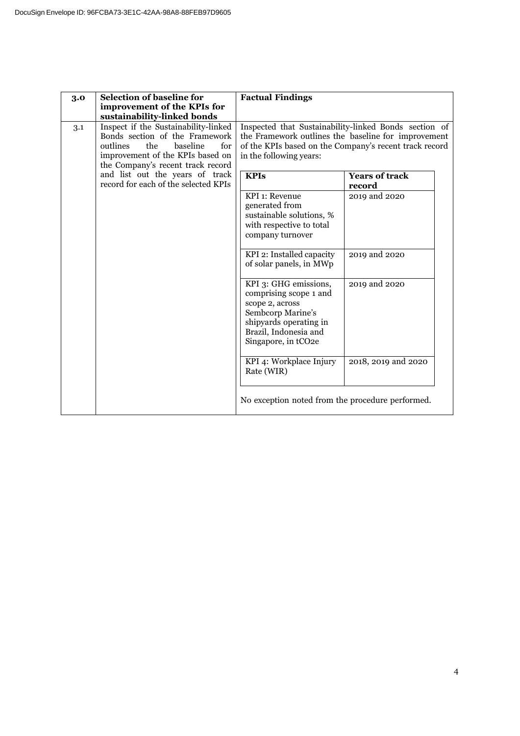DocuSign Envelope ID: 96FCBA73-3E1C-42AA-98A8-88FEB97D9605

| 3.0 | **Selection of baseline for improvement of the KPIs for sustainability-linked bonds** | **Factual Findings** |
|---|---|---|
| 3.1 | Inspect if the Sustainability-linked Bonds section of the Framework outlines the baseline for improvement of the KPIs based on the Company's recent track record and list out the years of track record for each of the selected KPIs | Inspected that Sustainability-linked Bonds section of the Framework outlines the baseline for improvement of the KPIs based on the Company's recent track record in the following years: |

| **KPIs** | **Years of track record** |
|---|---|
| KPI 1: Revenue generated from sustainable solutions, % with respective to total company turnover | 2019 and 2020 |
| KPI 2: Installed capacity of solar panels, in MWp | 2019 and 2020 |
| KPI 3: GHG emissions, comprising scope 1 and scope 2, across Sembcorp Marine's shipyards operating in Brazil, Indonesia and Singapore, in $tCO_2e$ | 2019 and 2020 |
| KPI 4: Workplace Injury Rate (WIR) | 2018, 2019 and 2020 |

No exception noted from the procedure performed.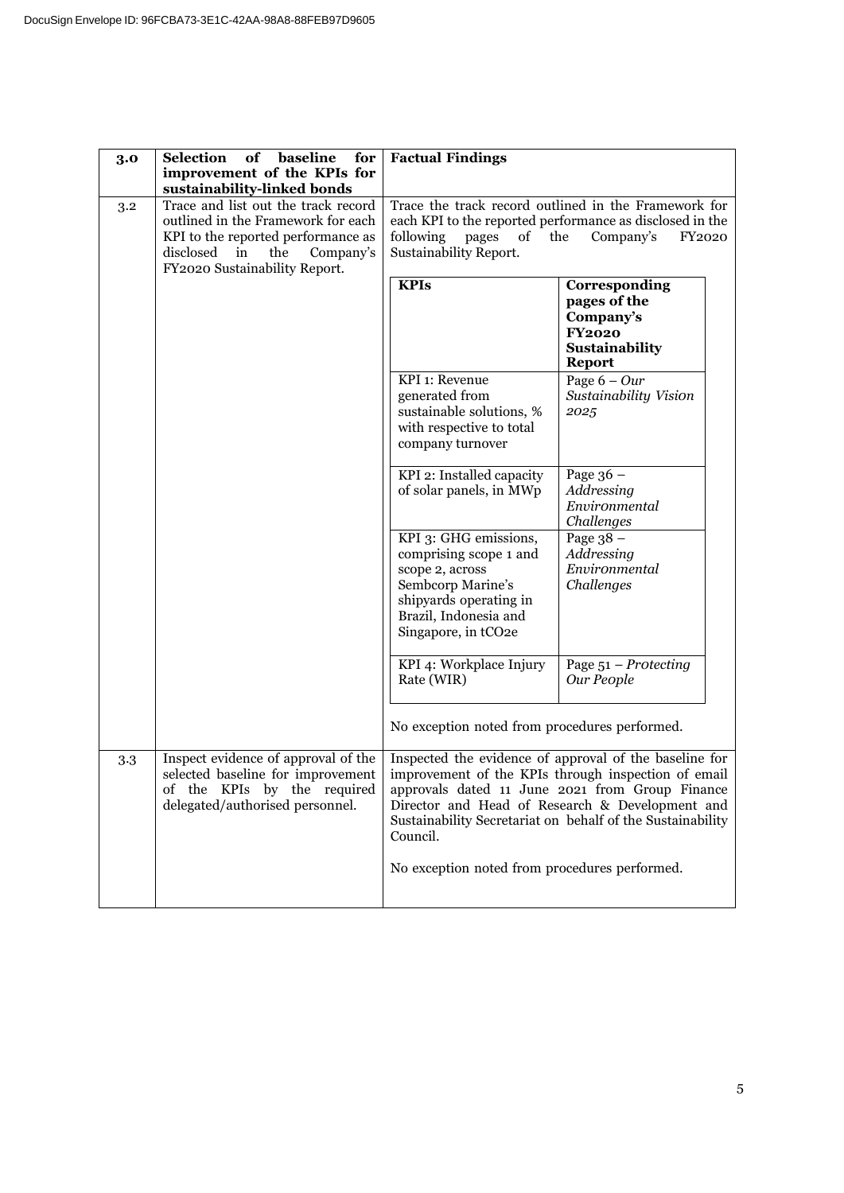| 3.0 | Selection of baseline for improvement of the KPIs for sustainability-linked bonds | Factual Findings |
|---|---|---|
| 3.2 | Trace and list out the track record outlined in the Framework for each KPI to the reported performance as disclosed in the Company's FY2020 Sustainability Report. | Trace the track record outlined in the Framework for each KPI to the reported performance as disclosed in the following pages of the Company's FY2020 Sustainability Report.<br><br>**KPIs** — **Corresponding pages of the Company's FY2020 Sustainability Report**<br>KPI 1: Revenue generated from sustainable solutions, % with respective to total company turnover — Page 6 – *Our Sustainability Vision 2025*<br>KPI 2: Installed capacity of solar panels, in MWp — Page 36 – *Addressing Environmental Challenges*<br>KPI 3: GHG emissions, comprising scope 1 and scope 2, across Sembcorp Marine's shipyards operating in Brazil, Indonesia and Singapore, in tCO2e — Page 38 – *Addressing Environmental Challenges*<br>KPI 4: Workplace Injury Rate (WIR) — Page 51 – *Protecting Our People*<br><br>No exception noted from procedures performed. |
| 3.3 | Inspect evidence of approval of the selected baseline for improvement of the KPIs by the required delegated/authorised personnel. | Inspected the evidence of approval of the baseline for improvement of the KPIs through inspection of email approvals dated 11 June 2021 from Group Finance Director and Head of Research & Development and Sustainability Secretariat on behalf of the Sustainability Council.<br><br>No exception noted from procedures performed. |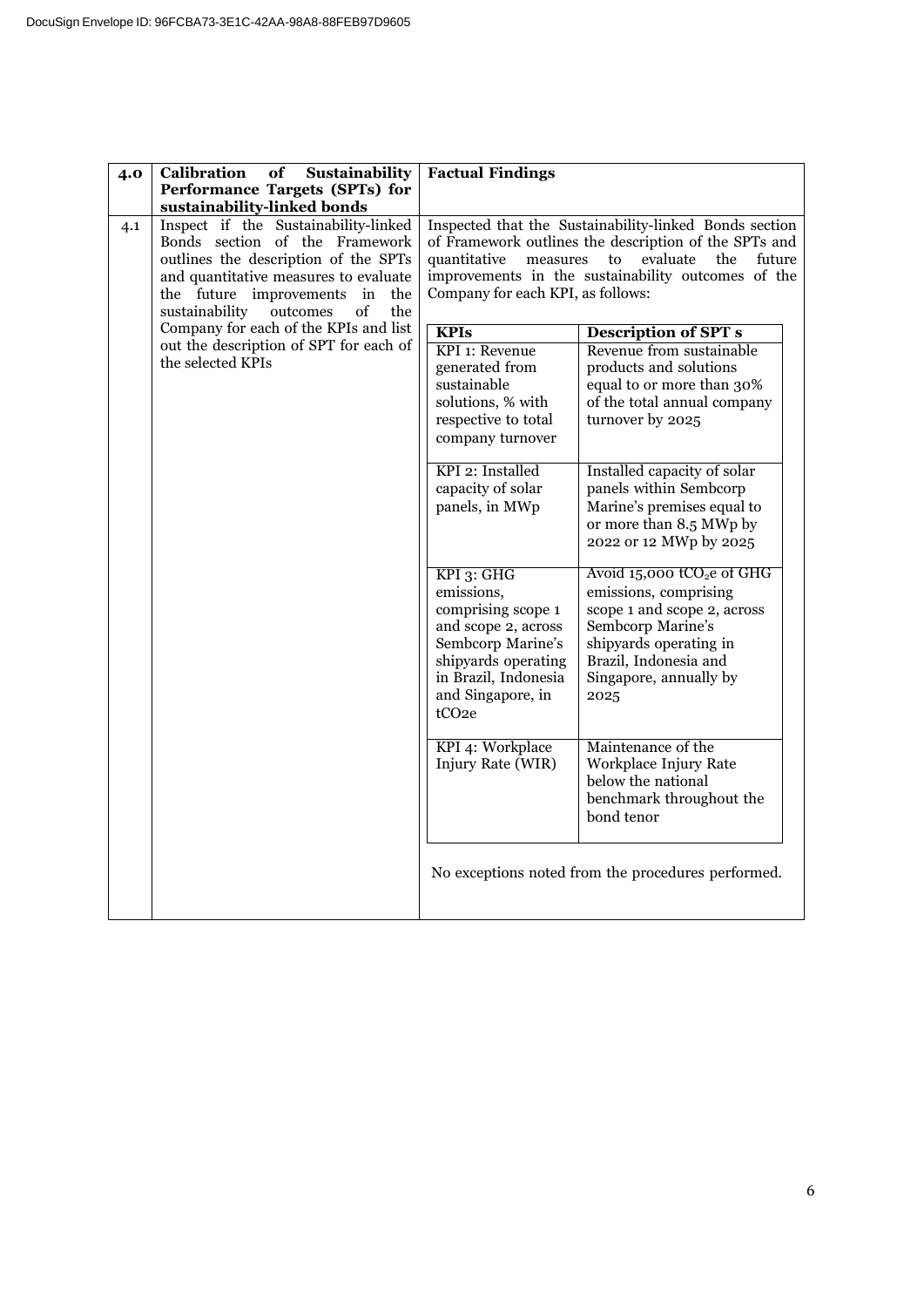| 4.0 | Calibration of Sustainability Performance Targets (SPTs) for sustainability-linked bonds | Factual Findings |
|---|---|---|
| 4.1 | Inspect if the Sustainability-linked Bonds section of the Framework outlines the description of the SPTs and quantitative measures to evaluate the future improvements in the sustainability outcomes of the Company for each of the KPIs and list out the description of SPT for each of the selected KPIs | Inspected that the Sustainability-linked Bonds section of Framework outlines the description of the SPTs and quantitative measures to evaluate the future improvements in the sustainability outcomes of the Company for each KPI, as follows: |

| KPIs | Description of SPT s |
|---|---|
| KPI 1: Revenue generated from sustainable solutions, % with respective to total company turnover | Revenue from sustainable products and solutions equal to or more than 30% of the total annual company turnover by 2025 |
| KPI 2: Installed capacity of solar panels, in MWp | Installed capacity of solar panels within Sembcorp Marine's premises equal to or more than 8.5 MWp by 2022 or 12 MWp by 2025 |
| KPI 3: GHG emissions, comprising scope 1 and scope 2, across Sembcorp Marine's shipyards operating in Brazil, Indonesia and Singapore, in $tCO_2e$ | Avoid 15,000 $tCO_2e$ of GHG emissions, comprising scope 1 and scope 2, across Sembcorp Marine's shipyards operating in Brazil, Indonesia and Singapore, annually by 2025 |
| KPI 4: Workplace Injury Rate (WIR) | Maintenance of the Workplace Injury Rate below the national benchmark throughout the bond tenor |

No exceptions noted from the procedures performed.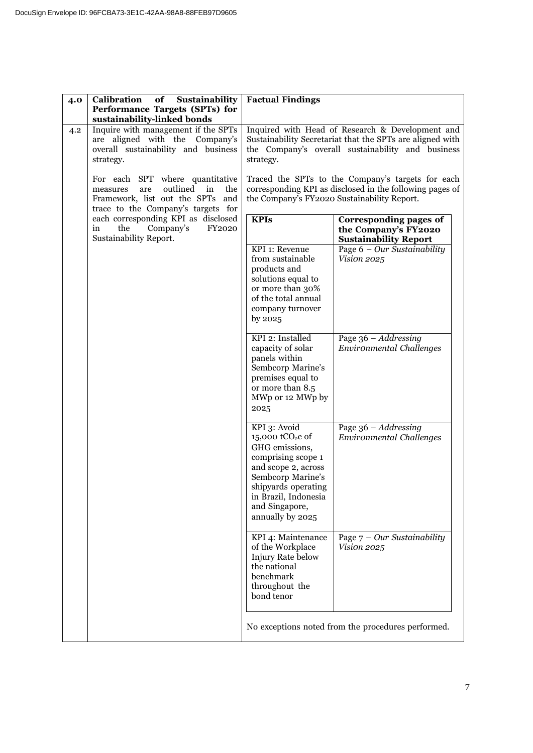| 4.0 | Calibration of Sustainability Performance Targets (SPTs) for sustainability-linked bonds | Factual Findings |
|---|---|---|
| 4.2 | Inquire with management if the SPTs are aligned with the Company's overall sustainability and business strategy.<br><br>For each SPT where quantitative measures are outlined in the Framework, list out the SPTs and trace to the Company's targets for each corresponding KPI as disclosed in the Company's FY2020 Sustainability Report. | Inquired with Head of Research & Development and Sustainability Secretariat that the SPTs are aligned with the Company's overall sustainability and business strategy.<br><br>Traced the SPTs to the Company's targets for each corresponding KPI as disclosed in the following pages of the Company's FY2020 Sustainability Report.<br><br>No exceptions noted from the procedures performed. |

| KPIs | Corresponding pages of the Company's FY2020 Sustainability Report |
|---|---|
| KPI 1: Revenue from sustainable products and solutions equal to or more than 30% of the total annual company turnover by 2025 | Page 6 – *Our Sustainability Vision 2025* |
| KPI 2: Installed capacity of solar panels within Sembcorp Marine's premises equal to or more than 8.5 MWp or 12 MWp by 2025 | Page 36 – *Addressing Environmental Challenges* |
| KPI 3: Avoid 15,000 $tCO_2e$ of GHG emissions, comprising scope 1 and scope 2, across Sembcorp Marine's shipyards operating in Brazil, Indonesia and Singapore, annually by 2025 | Page 36 – *Addressing Environmental Challenges* |
| KPI 4: Maintenance of the Workplace Injury Rate below the national benchmark throughout the bond tenor | Page 7 – *Our Sustainability Vision 2025* |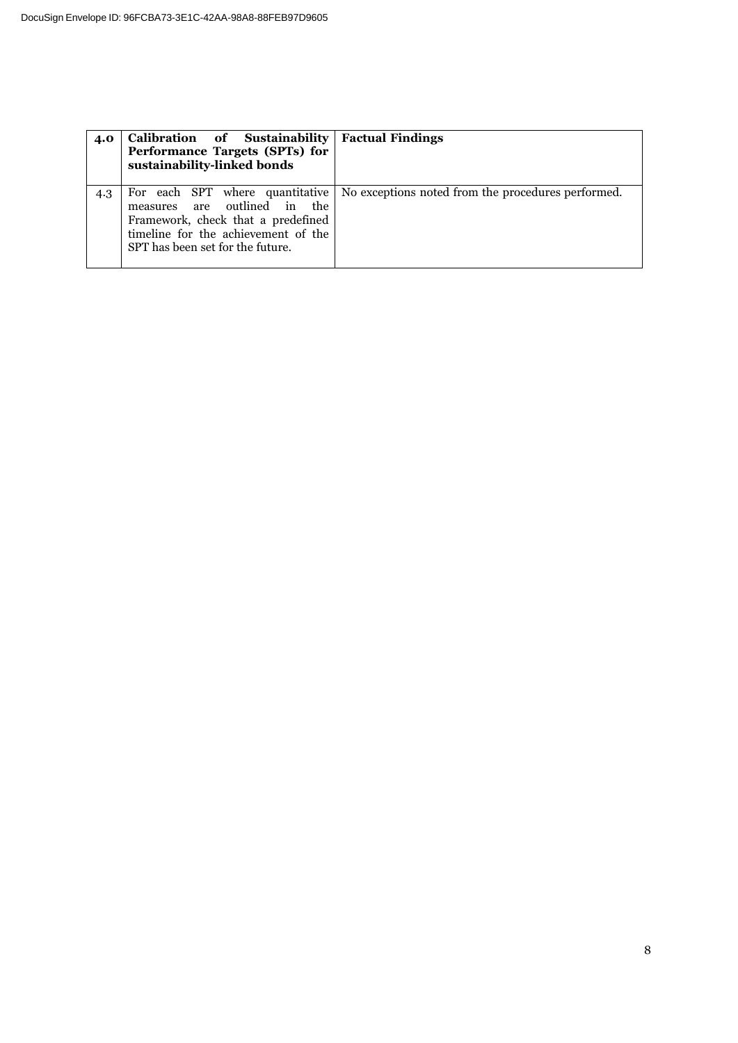| 4.0 | Calibration of Sustainability Performance Targets (SPTs) for sustainability-linked bonds | Factual Findings |
|---|---|---|
| 4.3 | For each SPT where quantitative measures are outlined in the Framework, check that a predefined timeline for the achievement of the SPT has been set for the future. | No exceptions noted from the procedures performed. |